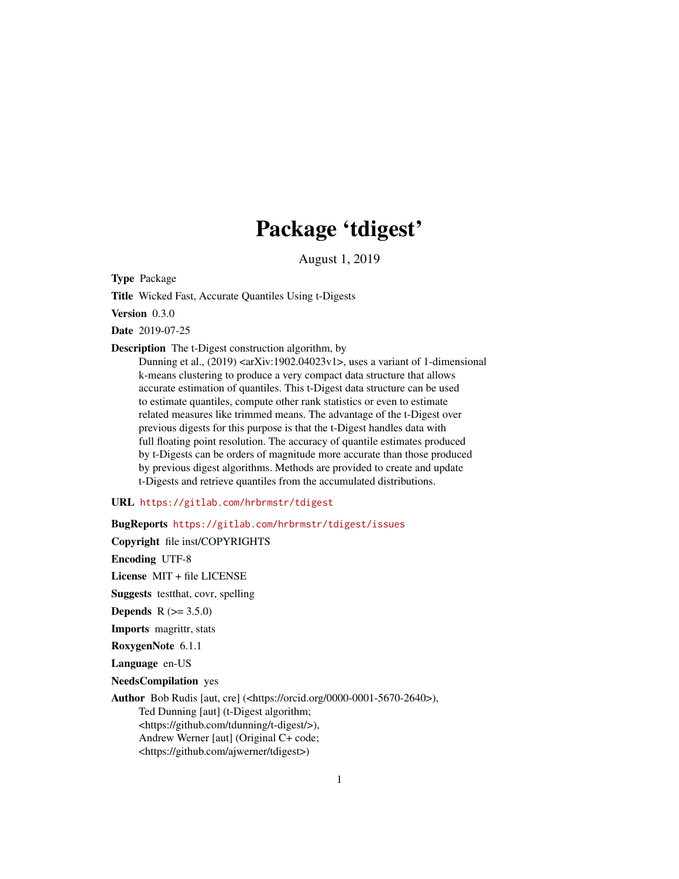# Package 'tdigest'

August 1, 2019

**Type** Package

**Title** Wicked Fast, Accurate Quantiles Using t-Digests

**Version** 0.3.0

**Date** 2019-07-25

**Description** The t-Digest construction algorithm, by
Dunning et al., (2019) <arXiv:1902.04023v1>, uses a variant of 1-dimensional
k-means clustering to produce a very compact data structure that allows
accurate estimation of quantiles. This t-Digest data structure can be used
to estimate quantiles, compute other rank statistics or even to estimate
related measures like trimmed means. The advantage of the t-Digest over
previous digests for this purpose is that the t-Digest handles data with
full floating point resolution. The accuracy of quantile estimates produced
by t-Digests can be orders of magnitude more accurate than those produced
by previous digest algorithms. Methods are provided to create and update
t-Digests and retrieve quantiles from the accumulated distributions.

**URL** https://gitlab.com/hrbrmstr/tdigest

**BugReports** https://gitlab.com/hrbrmstr/tdigest/issues

**Copyright** file inst/COPYRIGHTS

**Encoding** UTF-8

**License** MIT + file LICENSE

**Suggests** testthat, covr, spelling

**Depends** R (>= 3.5.0)

**Imports** magrittr, stats

**RoxygenNote** 6.1.1

**Language** en-US

**NeedsCompilation** yes

**Author** Bob Rudis [aut, cre] (<https://orcid.org/0000-0001-5670-2640>),
Ted Dunning [aut] (t-Digest algorithm;
<https://github.com/tdunning/t-digest/>),
Andrew Werner [aut] (Original C+ code;
<https://github.com/ajwerner/tdigest>)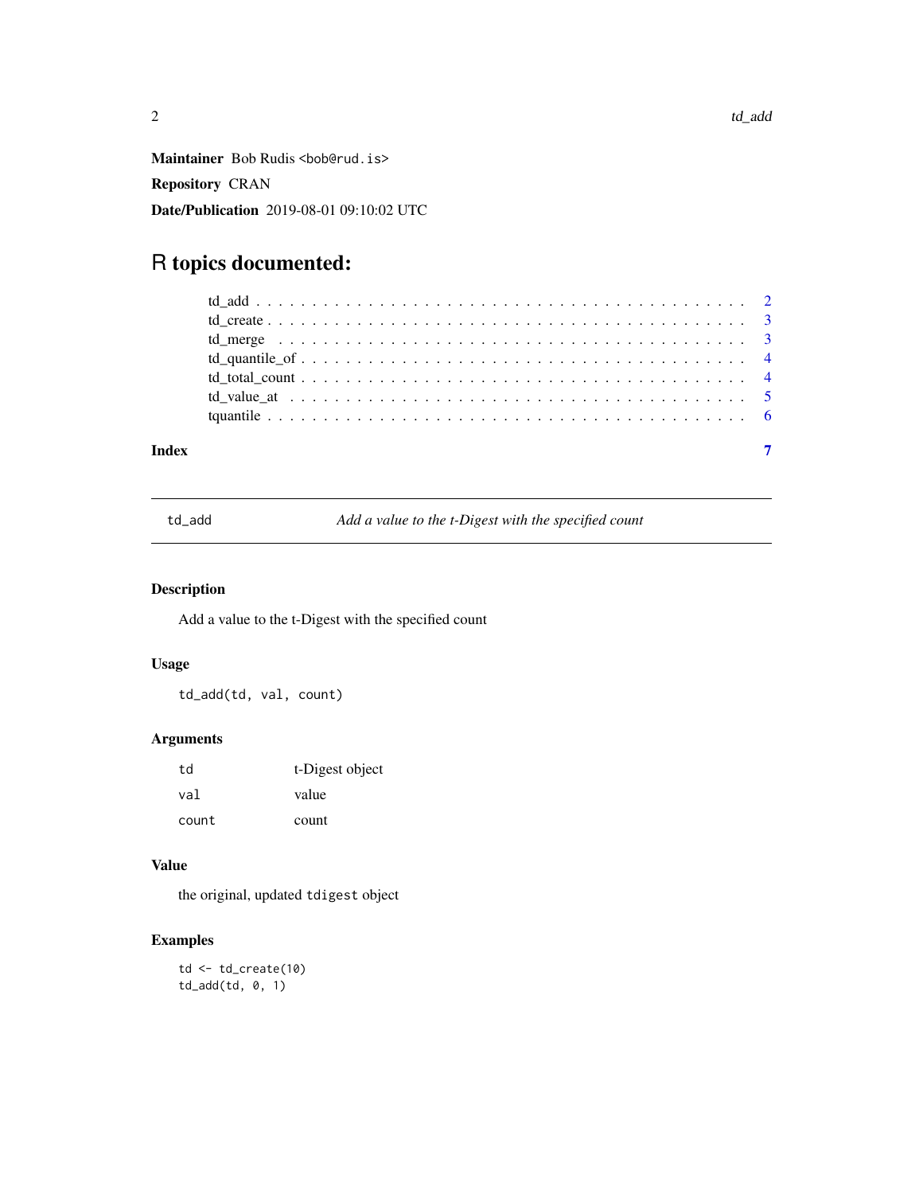**Maintainer** Bob Rudis <bob@rud.is>

**Repository** CRAN

**Date/Publication** 2019-08-01 09:10:02 UTC

# R topics documented:

| | |
|---|---|
| td_add | 2 |
| td_create | 3 |
| td_merge | 3 |
| td_quantile_of | 4 |
| td_total_count | 4 |
| td_value_at | 5 |
| tquantile | 6 |
| **Index** | **7** |

---

`td_add` *Add a value to the t-Digest with the specified count*

---

### Description

Add a value to the t-Digest with the specified count

### Usage

```
td_add(td, val, count)
```

### Arguments

| | |
|---|---|
| `td` | t-Digest object |
| `val` | value |
| `count` | count |

### Value

the original, updated `tdigest` object

### Examples

```
td <- td_create(10)
td_add(td, 0, 1)
```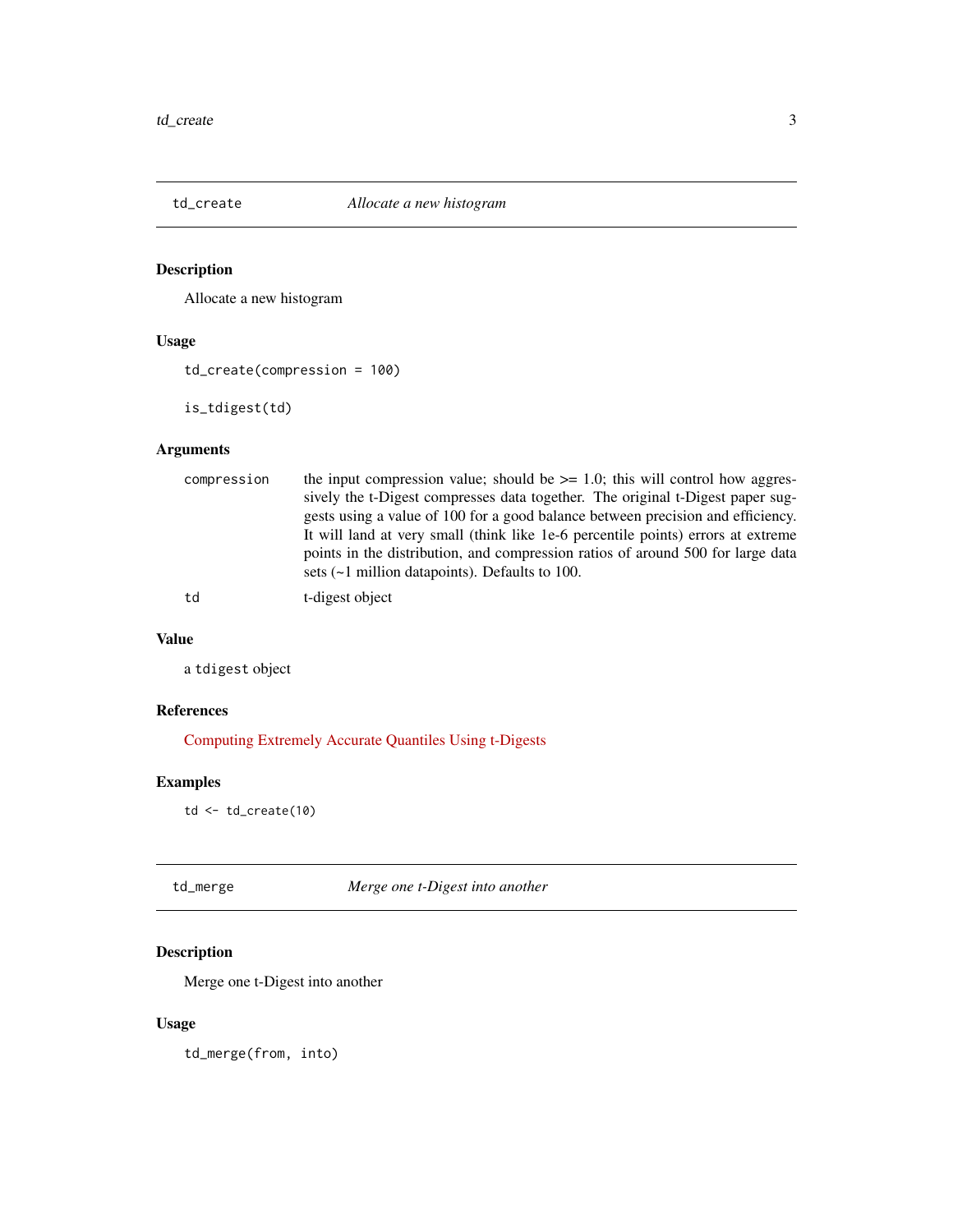## td_create — *Allocate a new histogram*

### Description

Allocate a new histogram

### Usage

```
td_create(compression = 100)

is_tdigest(td)
```

### Arguments

| | |
|---|---|
| compression | the input compression value; should be >= 1.0; this will control how aggressively the t-Digest compresses data together. The original t-Digest paper suggests using a value of 100 for a good balance between precision and efficiency. It will land at very small (think like 1e-6 percentile points) errors at extreme points in the distribution, and compression ratios of around 500 for large data sets (~1 million datapoints). Defaults to 100. |
| td | t-digest object |

### Value

a `tdigest` object

### References

Computing Extremely Accurate Quantiles Using t-Digests

### Examples

```
td <- td_create(10)
```

## td_merge — *Merge one t-Digest into another*

### Description

Merge one t-Digest into another

### Usage

```
td_merge(from, into)
```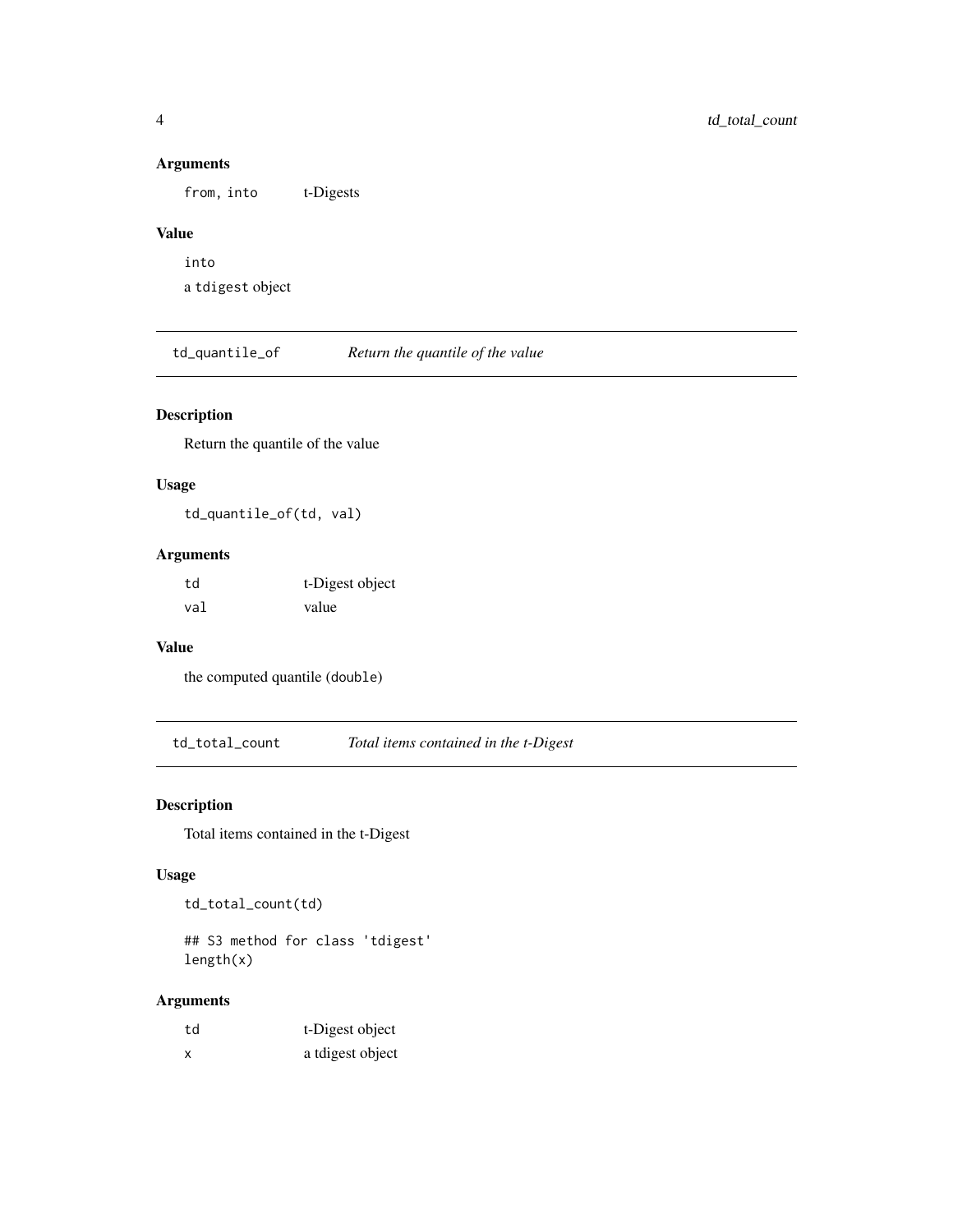### Arguments

| | |
|---|---|
| `from, into` | t-Digests |

### Value

`into`

a `tdigest` object

## `td_quantile_of` *Return the quantile of the value*

### Description

Return the quantile of the value

### Usage

```
td_quantile_of(td, val)
```

### Arguments

| | |
|---|---|
| `td` | t-Digest object |
| `val` | value |

### Value

the computed quantile (`double`)

## `td_total_count` *Total items contained in the t-Digest*

### Description

Total items contained in the t-Digest

### Usage

```
td_total_count(td)

## S3 method for class 'tdigest'
length(x)
```

### Arguments

| | |
|---|---|
| `td` | t-Digest object |
| `x` | a tdigest object |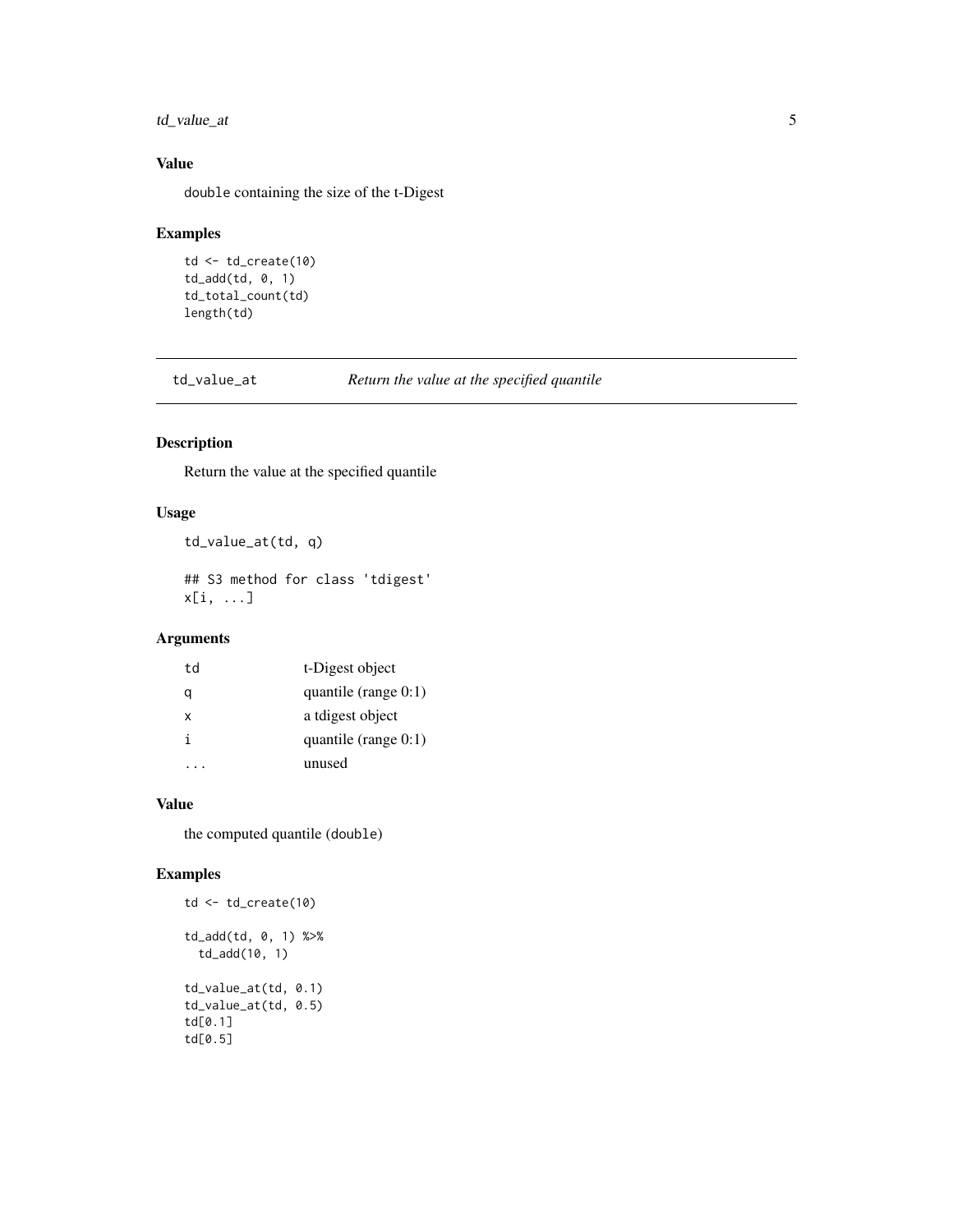### Value

`double` containing the size of the t-Digest

### Examples

```
td <- td_create(10)
td_add(td, 0, 1)
td_total_count(td)
length(td)
```

---

## td_value_at *Return the value at the specified quantile*

### Description

Return the value at the specified quantile

### Usage

```
td_value_at(td, q)

## S3 method for class 'tdigest'
x[i, ...]
```

### Arguments

| | |
|---|---|
| td | t-Digest object |
| q | quantile (range 0:1) |
| x | a tdigest object |
| i | quantile (range 0:1) |
| ... | unused |

### Value

the computed quantile (`double`)

### Examples

```
td <- td_create(10)

td_add(td, 0, 1) %>%
  td_add(10, 1)

td_value_at(td, 0.1)
td_value_at(td, 0.5)
td[0.1]
td[0.5]
```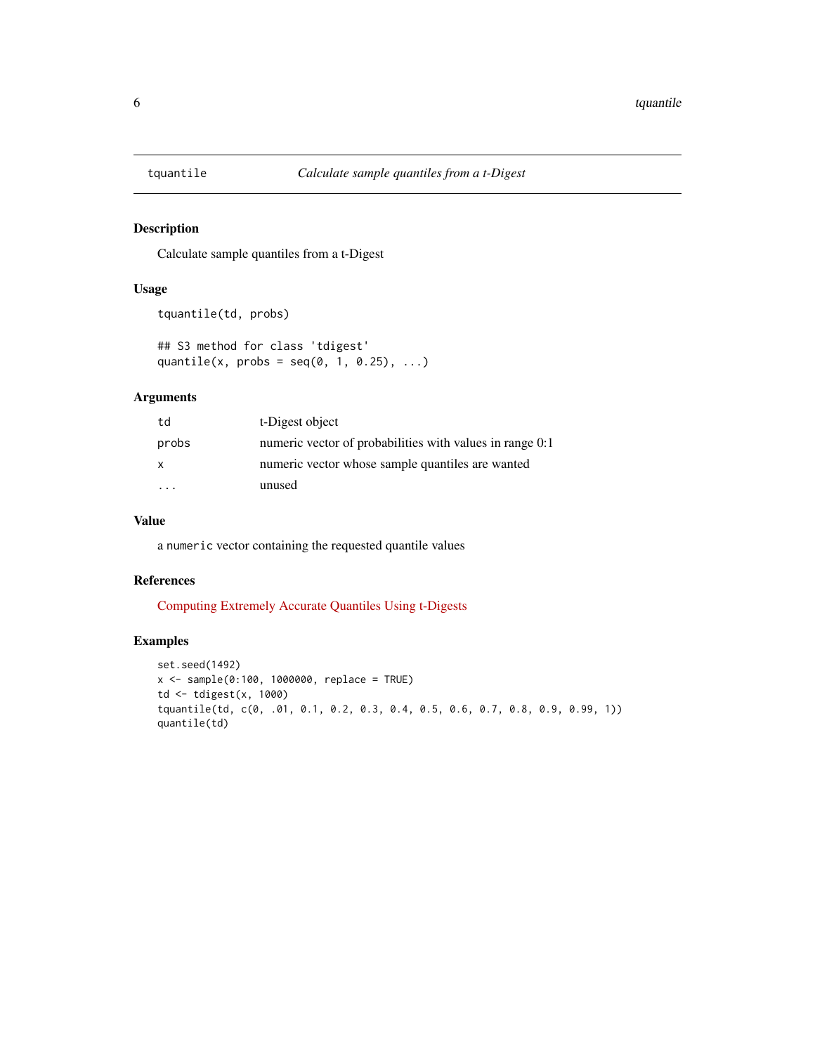tquantile — *Calculate sample quantiles from a t-Digest*

## Description

Calculate sample quantiles from a t-Digest

## Usage

```
tquantile(td, probs)

## S3 method for class 'tdigest'
quantile(x, probs = seq(0, 1, 0.25), ...)
```

## Arguments

| | |
|---|---|
| td | t-Digest object |
| probs | numeric vector of probabilities with values in range 0:1 |
| x | numeric vector whose sample quantiles are wanted |
| ... | unused |

## Value

a `numeric` vector containing the requested quantile values

## References

Computing Extremely Accurate Quantiles Using t-Digests

## Examples

```
set.seed(1492)
x <- sample(0:100, 1000000, replace = TRUE)
td <- tdigest(x, 1000)
tquantile(td, c(0, .01, 0.1, 0.2, 0.3, 0.4, 0.5, 0.6, 0.7, 0.8, 0.9, 0.99, 1))
quantile(td)
```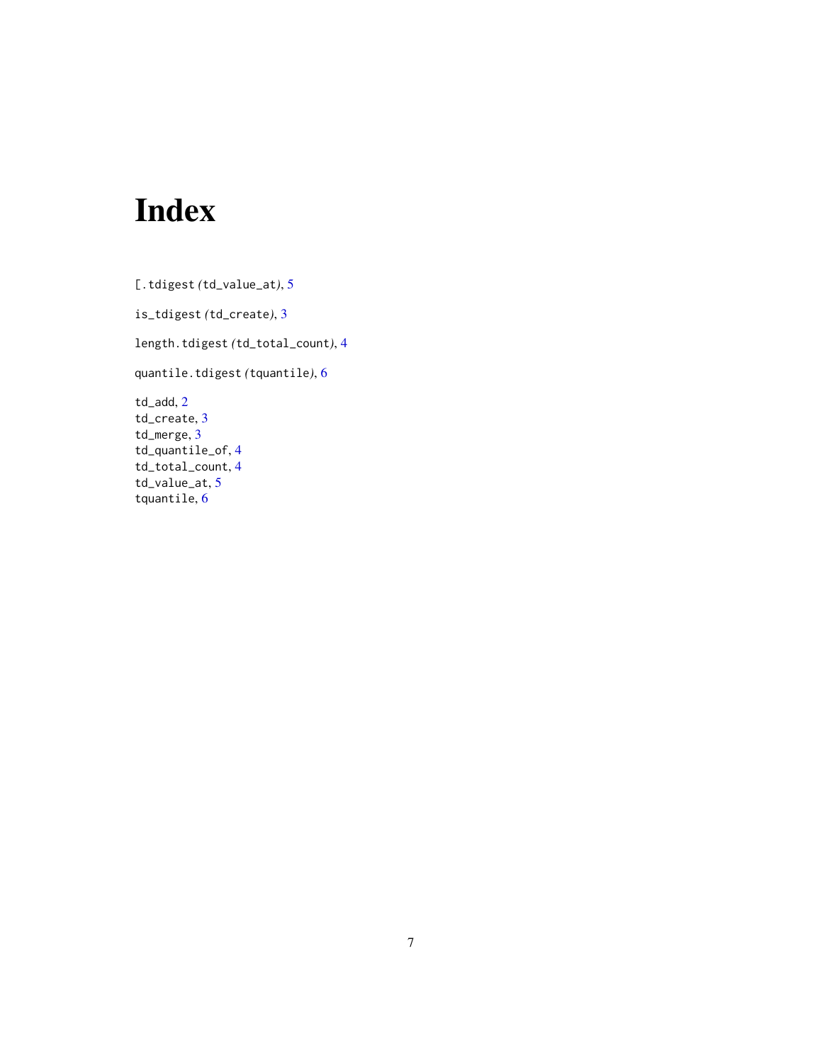# Index

[.tdigest (td_value_at), 5

is_tdigest (td_create), 3

length.tdigest (td_total_count), 4

quantile.tdigest (tquantile), 6

td_add, 2
td_create, 3
td_merge, 3
td_quantile_of, 4
td_total_count, 4
td_value_at, 5
tquantile, 6